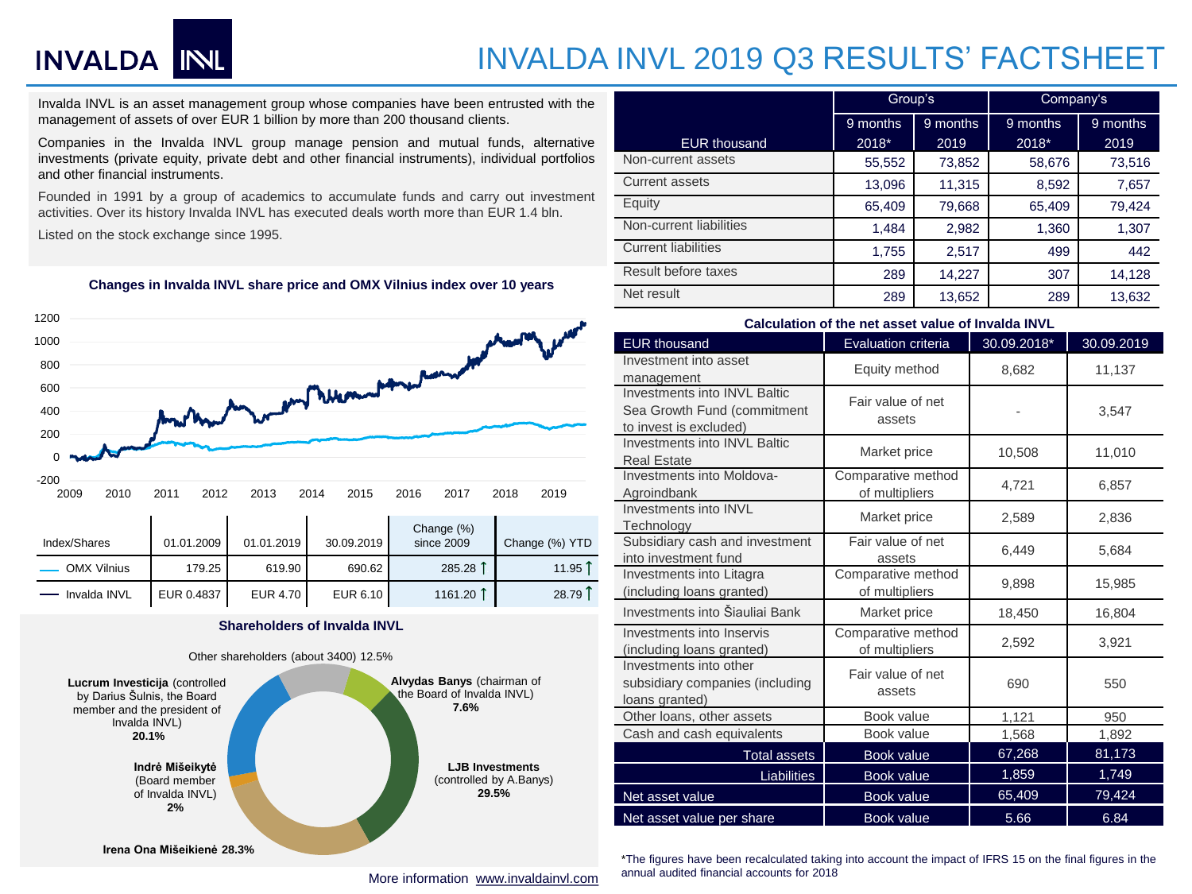# INVALDA INVL 2019 Q3 RESULTS' FACTSHEET

Invalda INVL is an asset management group whose companies have been entrusted with the management of assets of over EUR 1 billion by more than 200 thousand clients.

Companies in the Invalda INVL group manage pension and mutual funds, alternative investments (private equity, private debt and other financial instruments), individual portfolios and other financial instruments.

Founded in 1991 by a group of academics to accumulate funds and carry out investment activities. Over its history Invalda INVL has executed deals worth more than EUR 1.4 bln.

Listed on the stock exchange since 1995.

### Changes in Invalda INVL share price and OMX Vilnius index over 10 years

| Index/Shares | 01.01.2009 | 01.01.2019 | 30.09.2019 | Change (%) since 2009 | Change (%) YTD |
|---|---|---|---|---|---|
| OMX Vilnius | 179.25 | 619.90 | 690.62 | 285.28 ↑ | 11.95 ↑ |
| Invalda INVL | EUR 0.4837 | EUR 4.70 | EUR 6.10 | 1161.20 ↑ | 28.79 ↑ |

### Shareholders of Invalda INVL

- Other shareholders (about 3400) 12.5%
- **Alvydas Banys** (chairman of the Board of Invalda INVL) **7.6%**
- **LJB Investments** (controlled by A.Banys) **29.5%**
- **Irena Ona Mišeikienė 28.3%**
- **Indrė Mišeikytė** (Board member of Invalda INVL) **2%**
- **Lucrum Investicija** (controlled by Darius Šulnis, the Board member and the president of Invalda INVL) **20.1%**

More information www.invaldainvl.com

| EUR thousand | Group's 9 months 2018* | Group's 9 months 2019 | Company's 9 months 2018* | Company's 9 months 2019 |
|---|---|---|---|---|
| Non-current assets | 55,552 | 73,852 | 58,676 | 73,516 |
| Current assets | 13,096 | 11,315 | 8,592 | 7,657 |
| Equity | 65,409 | 79,668 | 65,409 | 79,424 |
| Non-current liabilities | 1,484 | 2,982 | 1,360 | 1,307 |
| Current liabilities | 1,755 | 2,517 | 499 | 442 |
| Result before taxes | 289 | 14,227 | 307 | 14,128 |
| Net result | 289 | 13,652 | 289 | 13,632 |

### Calculation of the net asset value of Invalda INVL

| EUR thousand | Evaluation criteria | 30.09.2018* | 30.09.2019 |
|---|---|---|---|
| Investment into asset management | Equity method | 8,682 | 11,137 |
| Investments into INVL Baltic Sea Growth Fund (commitment to invest is excluded) | Fair value of net assets | - | 3,547 |
| Investments into INVL Baltic Real Estate | Market price | 10,508 | 11,010 |
| Investments into Moldova-Agroindbank | Comparative method of multipliers | 4,721 | 6,857 |
| Investments into INVL Technology | Market price | 2,589 | 2,836 |
| Subsidiary cash and investment into investment fund | Fair value of net assets | 6,449 | 5,684 |
| Investments into Litagra (including loans granted) | Comparative method of multipliers | 9,898 | 15,985 |
| Investments into Šiauliai Bank | Market price | 18,450 | 16,804 |
| Investments into Inservis (including loans granted) | Comparative method of multipliers | 2,592 | 3,921 |
| Investments into other subsidiary companies (including loans granted) | Fair value of net assets | 690 | 550 |
| Other loans, other assets | Book value | 1,121 | 950 |
| Cash and cash equivalents | Book value | 1,568 | 1,892 |
| Total assets | Book value | 67,268 | 81,173 |
| Liabilities | Book value | 1,859 | 1,749 |
| Net asset value | Book value | 65,409 | 79,424 |
| Net asset value per share | Book value | 5.66 | 6.84 |

*The figures have been recalculated taking into account the impact of IFRS 15 on the final figures in the annual audited financial accounts for 2018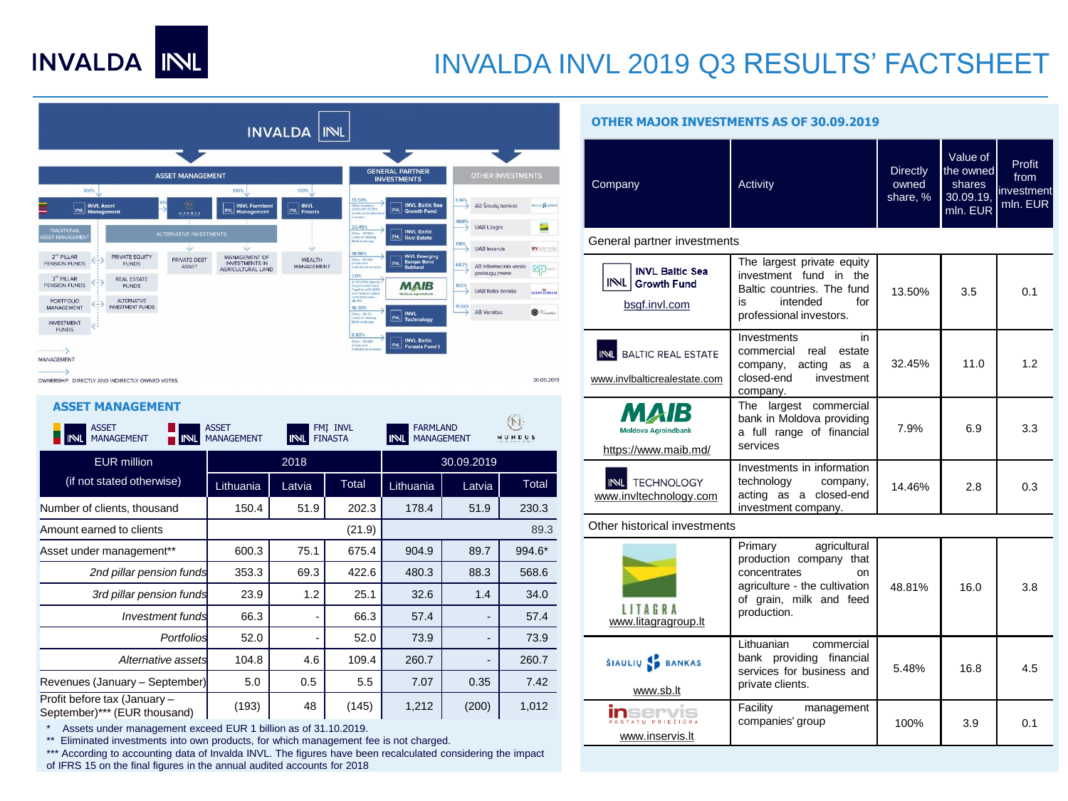# INVALDA INVL 2019 Q3 RESULTS' FACTSHEET

INVALDA INVL

ASSET MANAGEMENT | GENERAL PARTNER INVESTMENTS | OTHER INVESTMENTS

100% INVL Asset Management
100% INVL Farmland Management
100% INVL Finasta
51% MUNDUS

TRADITIONAL ASSET MANAGEMENT
ALTERNATIVE INVESTMENTS

2nd PILLAR PENSION FUNDS
3rd PILLAR PENSION FUNDS
PORTFOLIO MANAGEMENT
INVESTMENT FUNDS
PRIVATE EQUITY FUNDS
REAL ESTATE FUNDS
ALTERNATIVE INVESTMENT FUNDS
PRIVATE DEBT ASSET
MANAGEMENT OF INVESTMENTS IN AGRICULTURAL LAND
WEALTH MANAGEMENT

13.50% INVL Baltic Sea Growth Fund
32.45% INVL Baltic Real Estate
18.56% INVL Emerging Europe Bond Subfund
2.9% MAIB Moldova Agroindbank
16.30% INVL Technology
6.92% INVL Baltic Forests Fund I

6.14% AB Šiaulių bankas
48.8% UAB Litagra
100% UAB Inservis
88.2% AB Informacinio verslo paslaugų įmonė
100% UAB Kelio ženklai
11.06% AB Vernitas

MANAGEMENT
OWNERSHIP, DIRECTLY AND INDIRECTLY OWNED VOTES

30.09.2019

## ASSET MANAGEMENT

INVL ASSET MANAGEMENT | INVL ASSET MANAGEMENT | FMĮ INVL FINASTA | INVL FARMLAND MANAGEMENT | MUNDUS

| EUR million (if not stated otherwise) | 2018 | | | 30.09.2019 | | |
|---|---|---|---|---|---|---|
| | Lithuania | Latvia | Total | Lithuania | Latvia | Total |
| Number of clients, thousand | 150.4 | 51.9 | 202.3 | 178.4 | 51.9 | 230.3 |
| Amount earned to clients | | | (21.9) | | | 89.3 |
| Asset under management** | 600.3 | 75.1 | 675.4 | 904.9 | 89.7 | 994.6* |
| *2nd pillar pension funds* | 353.3 | 69.3 | 422.6 | 480.3 | 88.3 | 568.6 |
| *3rd pillar pension funds* | 23.9 | 1.2 | 25.1 | 32.6 | 1.4 | 34.0 |
| *Investment funds* | 66.3 | - | 66.3 | 57.4 | - | 57.4 |
| *Portfolios* | 52.0 | - | 52.0 | 73.9 | - | 73.9 |
| *Alternative assets* | 104.8 | 4.6 | 109.4 | 260.7 | - | 260.7 |
| Revenues (January – September) | 5.0 | 0.5 | 5.5 | 7.07 | 0.35 | 7.42 |
| Profit before tax (January – September)*** (EUR thousand) | (193) | 48 | (145) | 1,212 | (200) | 1,012 |

\* Assets under management exceed EUR 1 billion as of 31.10.2019.
** Eliminated investments into own products, for which management fee is not charged.
*** According to accounting data of Invalda INVL. The figures have been recalculated considering the impact of IFRS 15 on the final figures in the annual audited accounts for 2018

## OTHER MAJOR INVESTMENTS AS OF 30.09.2019

| Company | Activity | Directly owned share, % | Value of the owned shares 30.09.19, mln. EUR | Profit from investment mln. EUR |
|---|---|---|---|---|
| **General partner investments** | | | | |
| INVL Baltic Sea Growth Fund bsgf.invl.com | The largest private equity investment fund in the Baltic countries. The fund is intended for professional investors. | 13.50% | 3.5 | 0.1 |
| INVL BALTIC REAL ESTATE www.invlbalticrealestate.com | Investments in commercial real estate company, acting as a closed-end investment company. | 32.45% | 11.0 | 1.2 |
| MAIB Moldova Agroindbank https://www.maib.md/ | The largest commercial bank in Moldova providing a full range of financial services | 7.9% | 6.9 | 3.3 |
| INVL TECHNOLOGY www.invltechnology.com | Investments in information technology company, acting as a closed-end investment company. | 14.46% | 2.8 | 0.3 |
| **Other historical investments** | | | | |
| LITAGRA www.litagragroup.lt | Primary agricultural production company that concentrates on agriculture - the cultivation of grain, milk and feed production. | 48.81% | 16.0 | 3.8 |
| ŠIAULIŲ BANKAS www.sb.lt | Lithuanian commercial bank providing financial services for business and private clients. | 5.48% | 16.8 | 4.5 |
| inservis www.inservis.lt | Facility management companies' group | 100% | 3.9 | 0.1 |